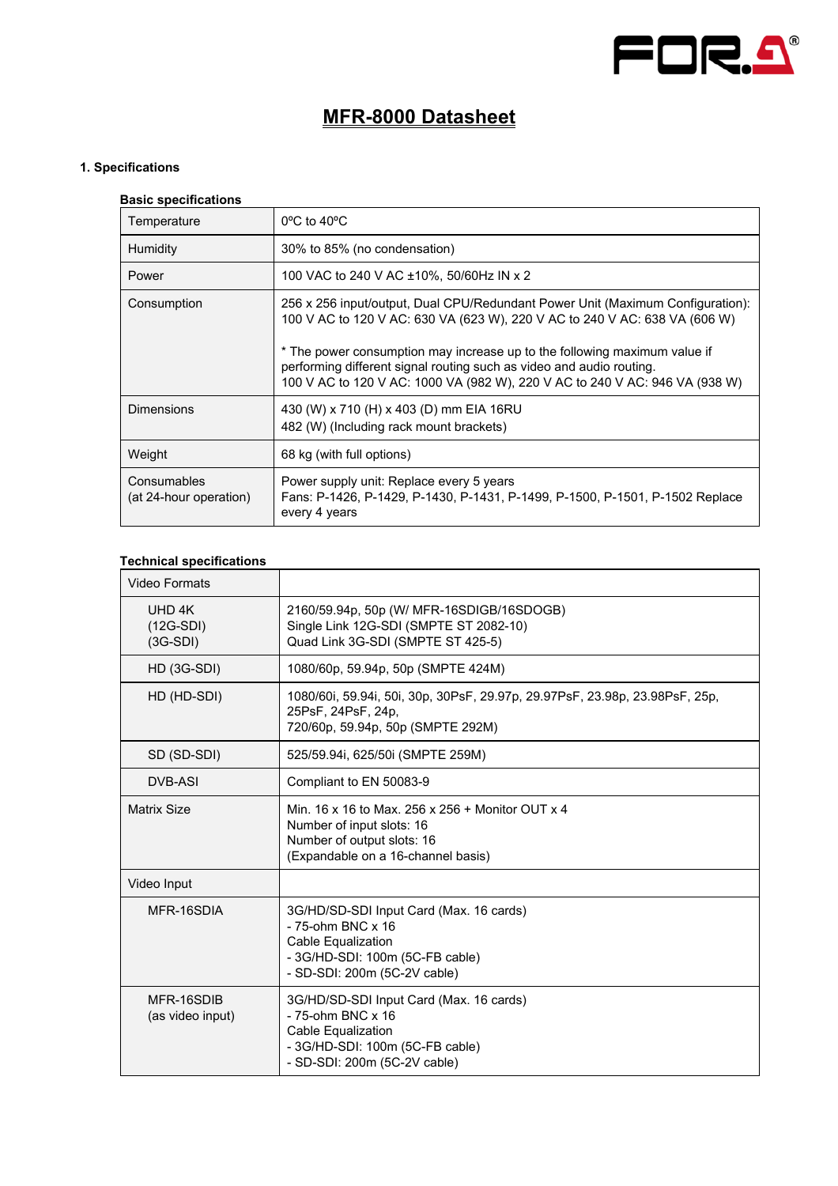# MFR-8000 Datasheet

## 1. Specifications

### Basic specifications

| | |
|---|---|
| Temperature | 0ºC to 40ºC |
| Humidity | 30% to 85% (no condensation) |
| Power | 100 VAC to 240 V AC ±10%, 50/60Hz IN x 2 |
| Consumption | 256 x 256 input/output, Dual CPU/Redundant Power Unit (Maximum Configuration):<br>100 V AC to 120 V AC: 630 VA (623 W), 220 V AC to 240 V AC: 638 VA (606 W)<br><br>* The power consumption may increase up to the following maximum value if performing different signal routing such as video and audio routing.<br>100 V AC to 120 V AC: 1000 VA (982 W), 220 V AC to 240 V AC: 946 VA (938 W) |
| Dimensions | 430 (W) x 710 (H) x 403 (D) mm EIA 16RU<br>482 (W) (Including rack mount brackets) |
| Weight | 68 kg (with full options) |
| Consumables<br>(at 24-hour operation) | Power supply unit: Replace every 5 years<br>Fans: P-1426, P-1429, P-1430, P-1431, P-1499, P-1500, P-1501, P-1502 Replace every 4 years |

### Technical specifications

| | |
|---|---|
| Video Formats | |
| UHD 4K<br>(12G-SDI)<br>(3G-SDI) | 2160/59.94p, 50p (W/ MFR-16SDIGB/16SDOGB)<br>Single Link 12G-SDI (SMPTE ST 2082-10)<br>Quad Link 3G-SDI (SMPTE ST 425-5) |
| HD (3G-SDI) | 1080/60p, 59.94p, 50p (SMPTE 424M) |
| HD (HD-SDI) | 1080/60i, 59.94i, 50i, 30p, 30PsF, 29.97p, 29.97PsF, 23.98p, 23.98PsF, 25p, 25PsF, 24PsF, 24p,<br>720/60p, 59.94p, 50p (SMPTE 292M) |
| SD (SD-SDI) | 525/59.94i, 625/50i (SMPTE 259M) |
| DVB-ASI | Compliant to EN 50083-9 |
| Matrix Size | Min. 16 x 16 to Max. 256 x 256 + Monitor OUT x 4<br>Number of input slots: 16<br>Number of output slots: 16<br>(Expandable on a 16-channel basis) |
| Video Input | |
| MFR-16SDIA | 3G/HD/SD-SDI Input Card (Max. 16 cards)<br>- 75-ohm BNC x 16<br>Cable Equalization<br>- 3G/HD-SDI: 100m (5C-FB cable)<br>- SD-SDI: 200m (5C-2V cable) |
| MFR-16SDIB<br>(as video input) | 3G/HD/SD-SDI Input Card (Max. 16 cards)<br>- 75-ohm BNC x 16<br>Cable Equalization<br>- 3G/HD-SDI: 100m (5C-FB cable)<br>- SD-SDI: 200m (5C-2V cable) |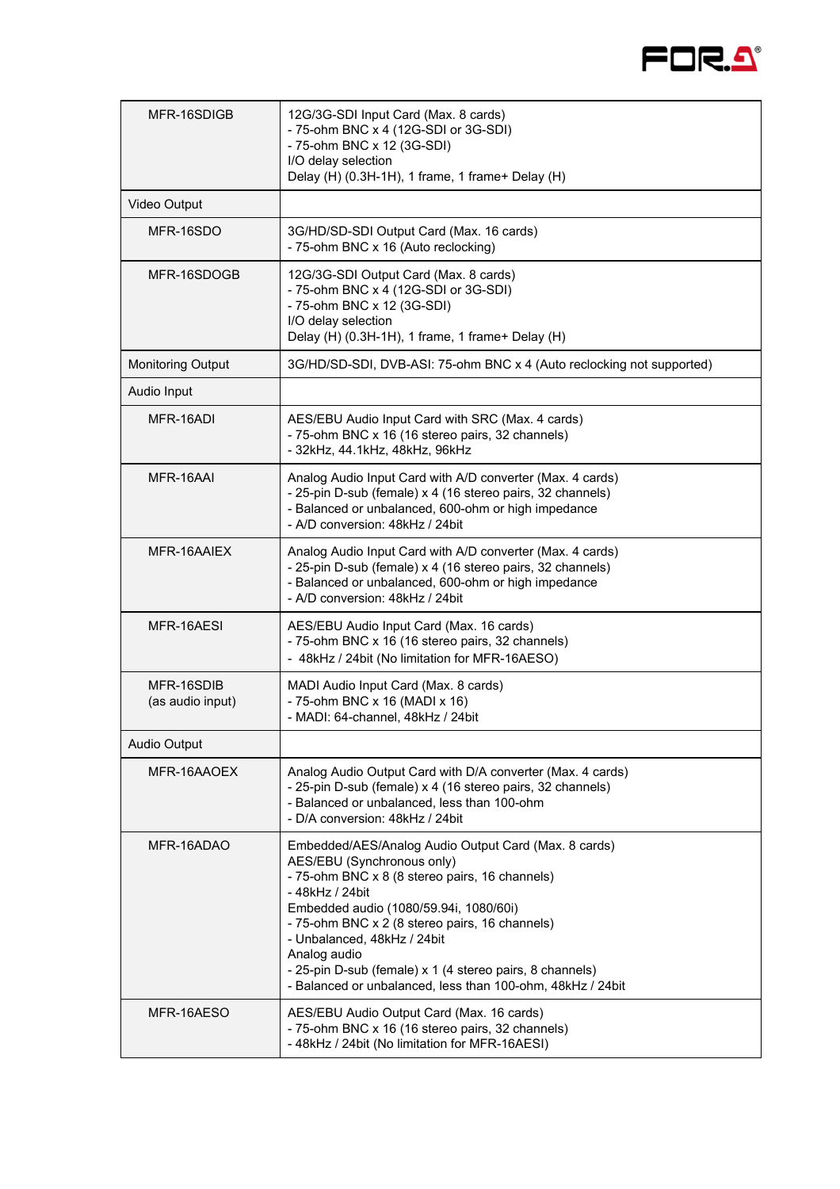| | |
|---|---|
| MFR-16SDIGB | 12G/3G-SDI Input Card (Max. 8 cards)<br>- 75-ohm BNC x 4 (12G-SDI or 3G-SDI)<br>- 75-ohm BNC x 12 (3G-SDI)<br>I/O delay selection<br>Delay (H) (0.3H-1H), 1 frame, 1 frame+ Delay (H) |
| Video Output | |
| MFR-16SDO | 3G/HD/SD-SDI Output Card (Max. 16 cards)<br>- 75-ohm BNC x 16 (Auto reclocking) |
| MFR-16SDOGB | 12G/3G-SDI Output Card (Max. 8 cards)<br>- 75-ohm BNC x 4 (12G-SDI or 3G-SDI)<br>- 75-ohm BNC x 12 (3G-SDI)<br>I/O delay selection<br>Delay (H) (0.3H-1H), 1 frame, 1 frame+ Delay (H) |
| Monitoring Output | 3G/HD/SD-SDI, DVB-ASI: 75-ohm BNC x 4 (Auto reclocking not supported) |
| Audio Input | |
| MFR-16ADI | AES/EBU Audio Input Card with SRC (Max. 4 cards)<br>- 75-ohm BNC x 16 (16 stereo pairs, 32 channels)<br>- 32kHz, 44.1kHz, 48kHz, 96kHz |
| MFR-16AAI | Analog Audio Input Card with A/D converter (Max. 4 cards)<br>- 25-pin D-sub (female) x 4 (16 stereo pairs, 32 channels)<br>- Balanced or unbalanced, 600-ohm or high impedance<br>- A/D conversion: 48kHz / 24bit |
| MFR-16AAIEX | Analog Audio Input Card with A/D converter (Max. 4 cards)<br>- 25-pin D-sub (female) x 4 (16 stereo pairs, 32 channels)<br>- Balanced or unbalanced, 600-ohm or high impedance<br>- A/D conversion: 48kHz / 24bit |
| MFR-16AESI | AES/EBU Audio Input Card (Max. 16 cards)<br>- 75-ohm BNC x 16 (16 stereo pairs, 32 channels)<br>- 48kHz / 24bit (No limitation for MFR-16AESO) |
| MFR-16SDIB<br>(as audio input) | MADI Audio Input Card (Max. 8 cards)<br>- 75-ohm BNC x 16 (MADI x 16)<br>- MADI: 64-channel, 48kHz / 24bit |
| Audio Output | |
| MFR-16AAOEX | Analog Audio Output Card with D/A converter (Max. 4 cards)<br>- 25-pin D-sub (female) x 4 (16 stereo pairs, 32 channels)<br>- Balanced or unbalanced, less than 100-ohm<br>- D/A conversion: 48kHz / 24bit |
| MFR-16ADAO | Embedded/AES/Analog Audio Output Card (Max. 8 cards)<br>AES/EBU (Synchronous only)<br>- 75-ohm BNC x 8 (8 stereo pairs, 16 channels)<br>- 48kHz / 24bit<br>Embedded audio (1080/59.94i, 1080/60i)<br>- 75-ohm BNC x 2 (8 stereo pairs, 16 channels)<br>- Unbalanced, 48kHz / 24bit<br>Analog audio<br>- 25-pin D-sub (female) x 1 (4 stereo pairs, 8 channels)<br>- Balanced or unbalanced, less than 100-ohm, 48kHz / 24bit |
| MFR-16AESO | AES/EBU Audio Output Card (Max. 16 cards)<br>- 75-ohm BNC x 16 (16 stereo pairs, 32 channels)<br>- 48kHz / 24bit (No limitation for MFR-16AESI) |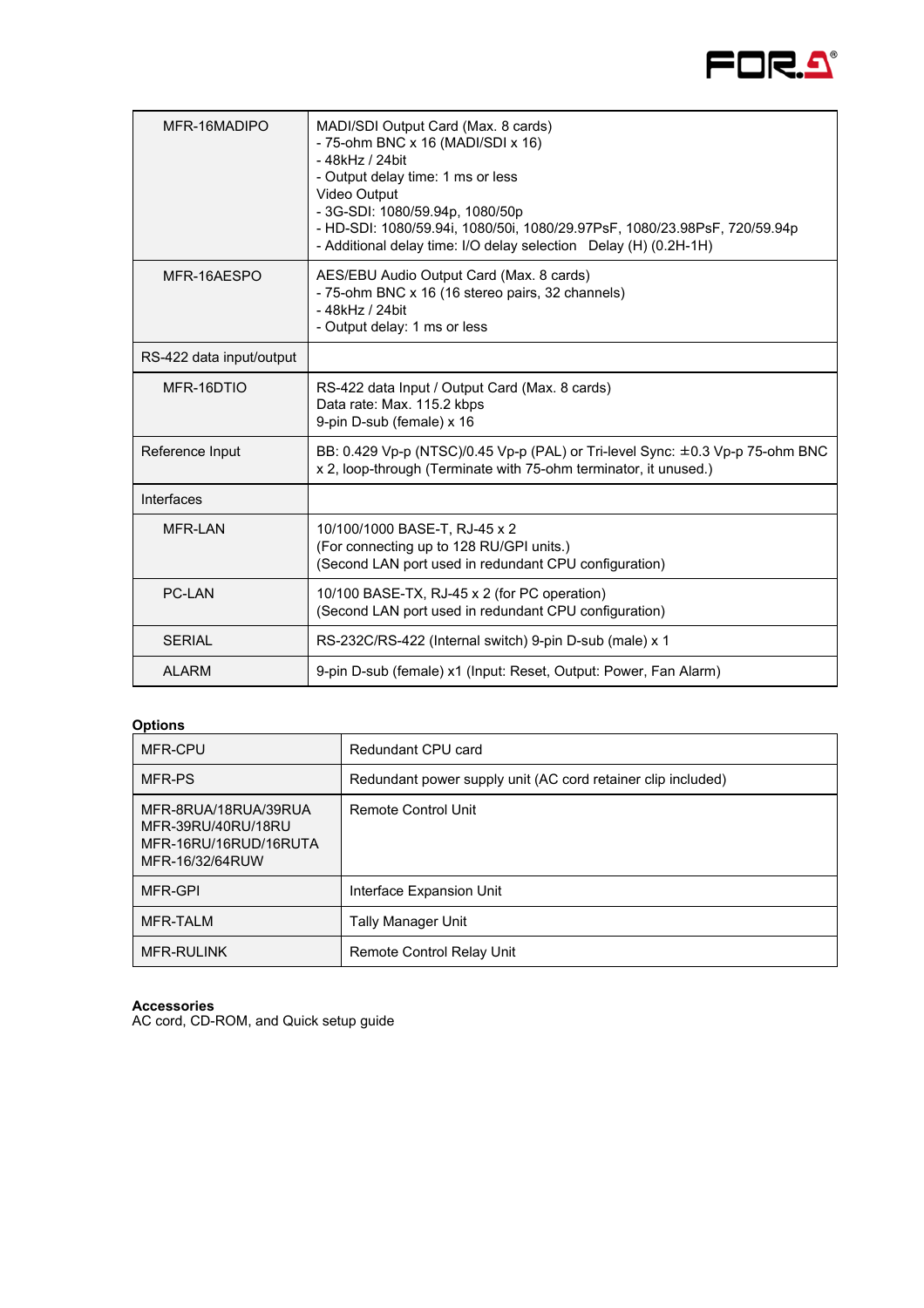| | |
|---|---|
| MFR-16MADIPO | MADI/SDI Output Card (Max. 8 cards)<br>- 75-ohm BNC x 16 (MADI/SDI x 16)<br>- 48kHz / 24bit<br>- Output delay time: 1 ms or less<br>Video Output<br>- 3G-SDI: 1080/59.94p, 1080/50p<br>- HD-SDI: 1080/59.94i, 1080/50i, 1080/29.97PsF, 1080/23.98PsF, 720/59.94p<br>- Additional delay time: I/O delay selection Delay (H) (0.2H-1H) |
| MFR-16AESPO | AES/EBU Audio Output Card (Max. 8 cards)<br>- 75-ohm BNC x 16 (16 stereo pairs, 32 channels)<br>- 48kHz / 24bit<br>- Output delay: 1 ms or less |
| RS-422 data input/output | |
| MFR-16DTIO | RS-422 data Input / Output Card (Max. 8 cards)<br>Data rate: Max. 115.2 kbps<br>9-pin D-sub (female) x 16 |
| Reference Input | BB: 0.429 Vp-p (NTSC)/0.45 Vp-p (PAL) or Tri-level Sync: ±0.3 Vp-p 75-ohm BNC x 2, loop-through (Terminate with 75-ohm terminator, it unused.) |
| Interfaces | |
| MFR-LAN | 10/100/1000 BASE-T, RJ-45 x 2<br>(For connecting up to 128 RU/GPI units.)<br>(Second LAN port used in redundant CPU configuration) |
| PC-LAN | 10/100 BASE-TX, RJ-45 x 2 (for PC operation)<br>(Second LAN port used in redundant CPU configuration) |
| SERIAL | RS-232C/RS-422 (Internal switch) 9-pin D-sub (male) x 1 |
| ALARM | 9-pin D-sub (female) x1 (Input: Reset, Output: Power, Fan Alarm) |

**Options**

| | |
|---|---|
| MFR-CPU | Redundant CPU card |
| MFR-PS | Redundant power supply unit (AC cord retainer clip included) |
| MFR-8RUA/18RUA/39RUA<br>MFR-39RU/40RU/18RU<br>MFR-16RU/16RUD/16RUTA<br>MFR-16/32/64RUW | Remote Control Unit |
| MFR-GPI | Interface Expansion Unit |
| MFR-TALM | Tally Manager Unit |
| MFR-RULINK | Remote Control Relay Unit |

**Accessories**
AC cord, CD-ROM, and Quick setup guide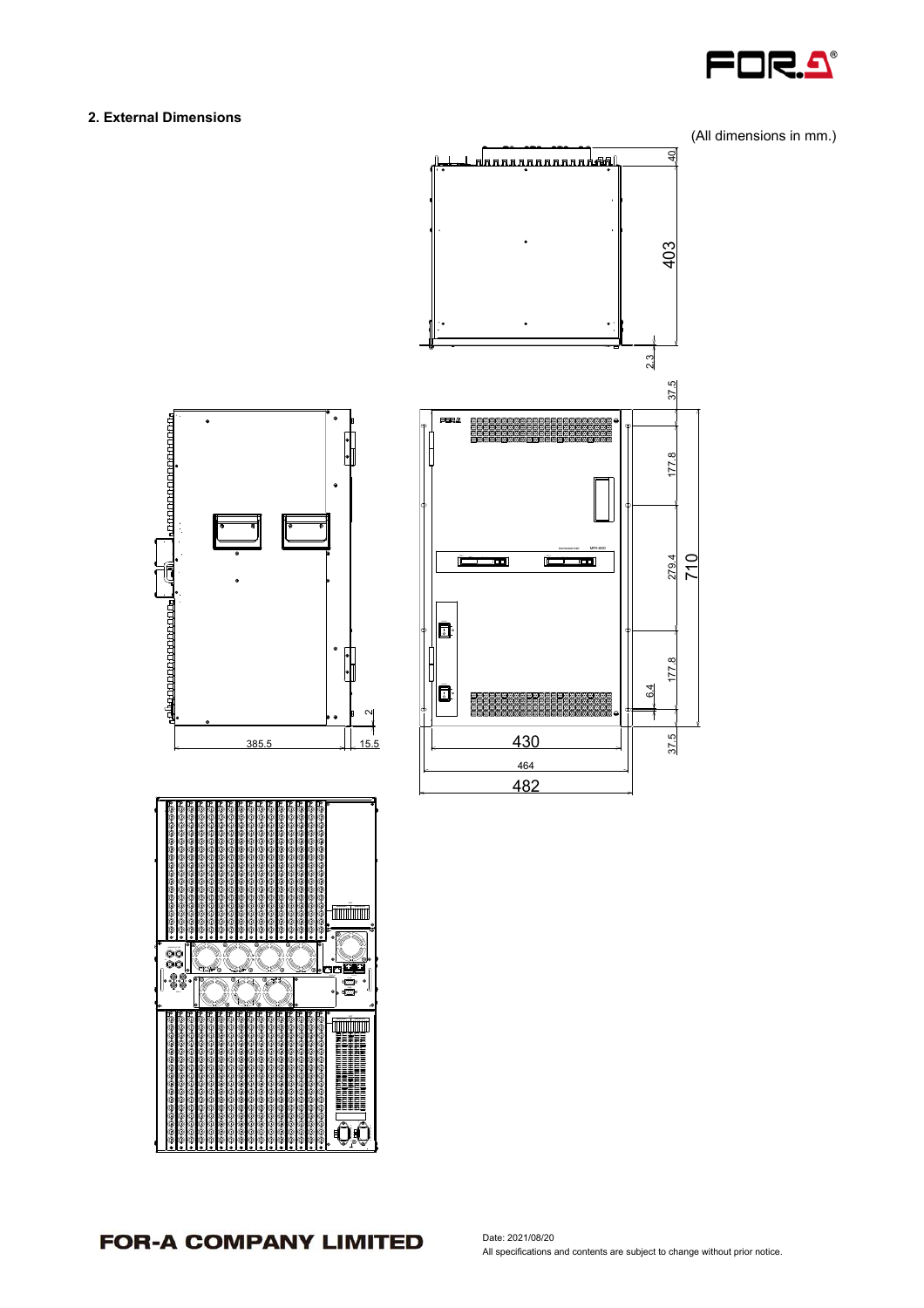## 2. External Dimensions

(All dimensions in mm.)

40

403

2.3

37.5

177.8

279.4

710

177.8

6.4

37.5

385.5

15.5

2

430

464

482

FOR-A COMPANY LIMITED

Date: 2021/08/20
All specifications and contents are subject to change without prior notice.